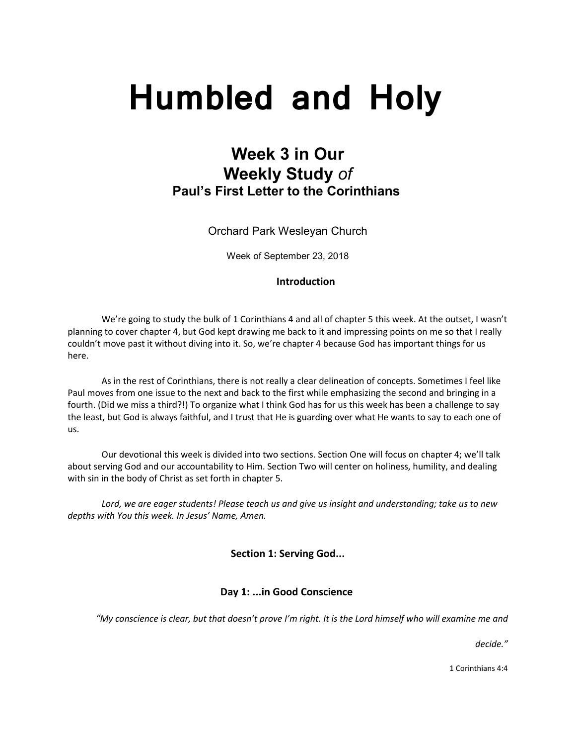# Humbled and Holy

## Week 3 in Our
## Weekly Study *of*
### Paul's First Letter to the Corinthians

Orchard Park Wesleyan Church

Week of September 23, 2018

### Introduction

We're going to study the bulk of 1 Corinthians 4 and all of chapter 5 this week. At the outset, I wasn't planning to cover chapter 4, but God kept drawing me back to it and impressing points on me so that I really couldn't move past it without diving into it. So, we're chapter 4 because God has important things for us here.

As in the rest of Corinthians, there is not really a clear delineation of concepts. Sometimes I feel like Paul moves from one issue to the next and back to the first while emphasizing the second and bringing in a fourth. (Did we miss a third?!) To organize what I think God has for us this week has been a challenge to say the least, but God is always faithful, and I trust that He is guarding over what He wants to say to each one of us.

Our devotional this week is divided into two sections. Section One will focus on chapter 4; we'll talk about serving God and our accountability to Him. Section Two will center on holiness, humility, and dealing with sin in the body of Christ as set forth in chapter 5.

*Lord, we are eager students! Please teach us and give us insight and understanding; take us to new depths with You this week. In Jesus' Name, Amen.*

### Section 1: Serving God...

### Day 1: ...in Good Conscience

*"My conscience is clear, but that doesn't prove I'm right. It is the Lord himself who will examine me and decide."*

1 Corinthians 4:4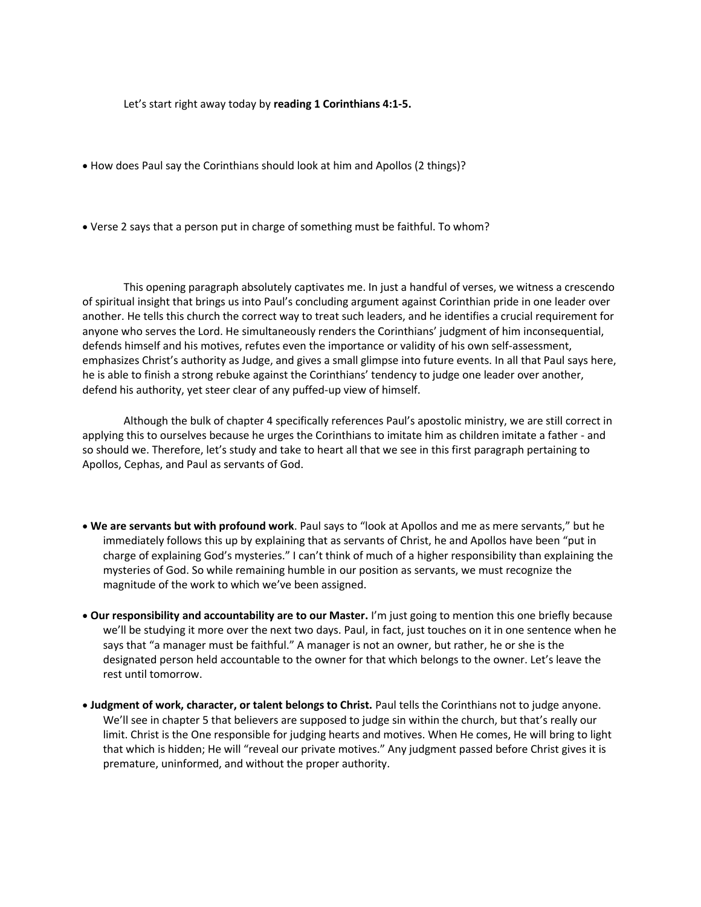Let's start right away today by **reading 1 Corinthians 4:1-5.**

- How does Paul say the Corinthians should look at him and Apollos (2 things)?

- Verse 2 says that a person put in charge of something must be faithful. To whom?

This opening paragraph absolutely captivates me. In just a handful of verses, we witness a crescendo of spiritual insight that brings us into Paul's concluding argument against Corinthian pride in one leader over another. He tells this church the correct way to treat such leaders, and he identifies a crucial requirement for anyone who serves the Lord. He simultaneously renders the Corinthians' judgment of him inconsequential, defends himself and his motives, refutes even the importance or validity of his own self-assessment, emphasizes Christ's authority as Judge, and gives a small glimpse into future events. In all that Paul says here, he is able to finish a strong rebuke against the Corinthians' tendency to judge one leader over another, defend his authority, yet steer clear of any puffed-up view of himself.

Although the bulk of chapter 4 specifically references Paul's apostolic ministry, we are still correct in applying this to ourselves because he urges the Corinthians to imitate him as children imitate a father - and so should we. Therefore, let's study and take to heart all that we see in this first paragraph pertaining to Apollos, Cephas, and Paul as servants of God.

- **We are servants but with profound work**. Paul says to "look at Apollos and me as mere servants," but he immediately follows this up by explaining that as servants of Christ, he and Apollos have been "put in charge of explaining God's mysteries." I can't think of much of a higher responsibility than explaining the mysteries of God. So while remaining humble in our position as servants, we must recognize the magnitude of the work to which we've been assigned.

- **Our responsibility and accountability are to our Master.** I'm just going to mention this one briefly because we'll be studying it more over the next two days. Paul, in fact, just touches on it in one sentence when he says that "a manager must be faithful." A manager is not an owner, but rather, he or she is the designated person held accountable to the owner for that which belongs to the owner. Let's leave the rest until tomorrow.

- **Judgment of work, character, or talent belongs to Christ.** Paul tells the Corinthians not to judge anyone. We'll see in chapter 5 that believers are supposed to judge sin within the church, but that's really our limit. Christ is the One responsible for judging hearts and motives. When He comes, He will bring to light that which is hidden; He will "reveal our private motives." Any judgment passed before Christ gives it is premature, uninformed, and without the proper authority.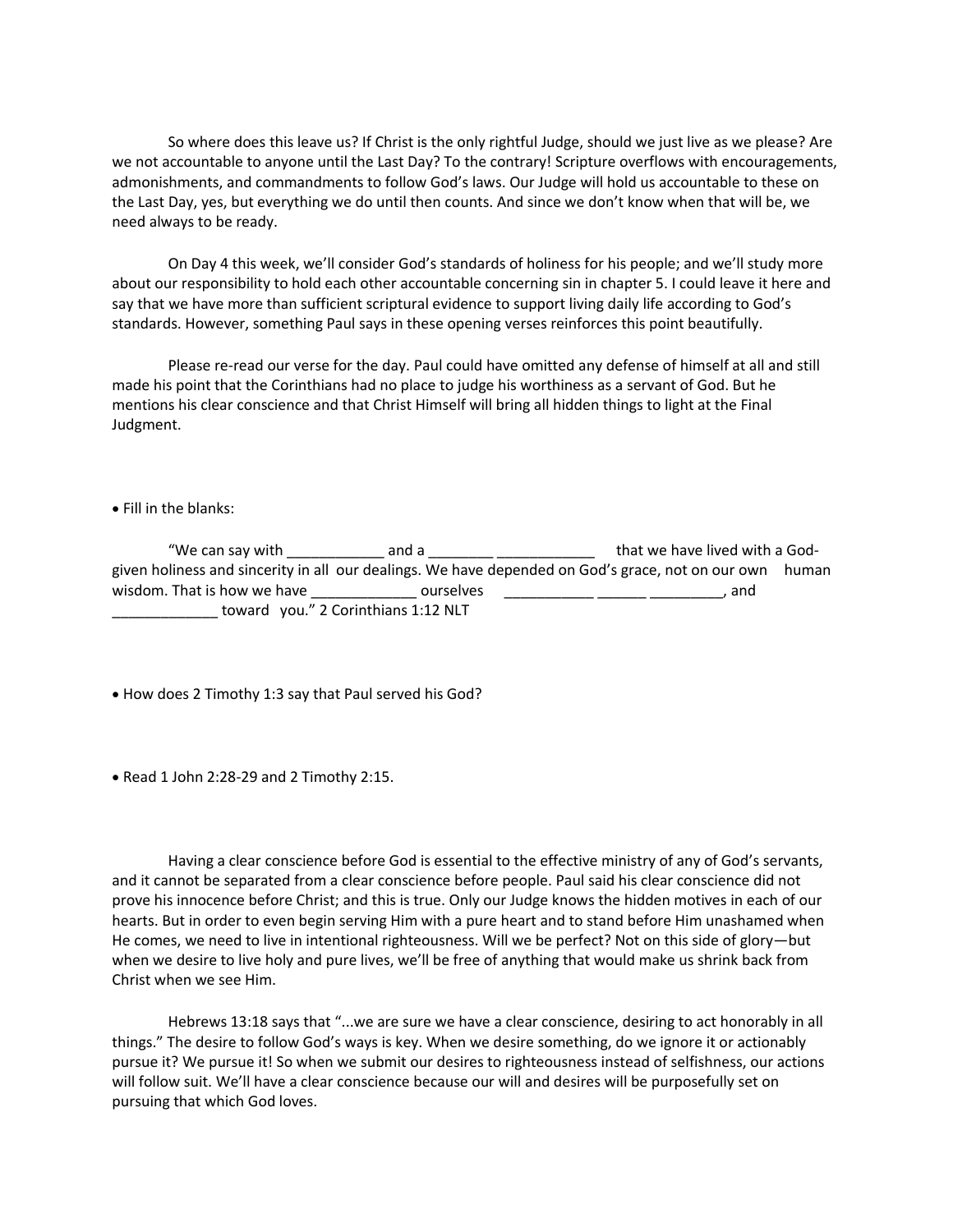So where does this leave us? If Christ is the only rightful Judge, should we just live as we please? Are we not accountable to anyone until the Last Day? To the contrary! Scripture overflows with encouragements, admonishments, and commandments to follow God's laws. Our Judge will hold us accountable to these on the Last Day, yes, but everything we do until then counts. And since we don't know when that will be, we need always to be ready.

On Day 4 this week, we'll consider God's standards of holiness for his people; and we'll study more about our responsibility to hold each other accountable concerning sin in chapter 5. I could leave it here and say that we have more than sufficient scriptural evidence to support living daily life according to God's standards. However, something Paul says in these opening verses reinforces this point beautifully.

Please re-read our verse for the day. Paul could have omitted any defense of himself at all and still made his point that the Corinthians had no place to judge his worthiness as a servant of God. But he mentions his clear conscience and that Christ Himself will bring all hidden things to light at the Final Judgment.

- Fill in the blanks:

"We can say with ____________ and a ________ ____________ that we have lived with a God-given holiness and sincerity in all our dealings. We have depended on God's grace, not on our own human wisdom. That is how we have _____________ ourselves ___________ ______ _________, and _____________ toward you." 2 Corinthians 1:12 NLT

- How does 2 Timothy 1:3 say that Paul served his God?

- Read 1 John 2:28-29 and 2 Timothy 2:15.

Having a clear conscience before God is essential to the effective ministry of any of God's servants, and it cannot be separated from a clear conscience before people. Paul said his clear conscience did not prove his innocence before Christ; and this is true. Only our Judge knows the hidden motives in each of our hearts. But in order to even begin serving Him with a pure heart and to stand before Him unashamed when He comes, we need to live in intentional righteousness. Will we be perfect? Not on this side of glory—but when we desire to live holy and pure lives, we'll be free of anything that would make us shrink back from Christ when we see Him.

Hebrews 13:18 says that "...we are sure we have a clear conscience, desiring to act honorably in all things." The desire to follow God's ways is key. When we desire something, do we ignore it or actionably pursue it? We pursue it! So when we submit our desires to righteousness instead of selfishness, our actions will follow suit. We'll have a clear conscience because our will and desires will be purposefully set on pursuing that which God loves.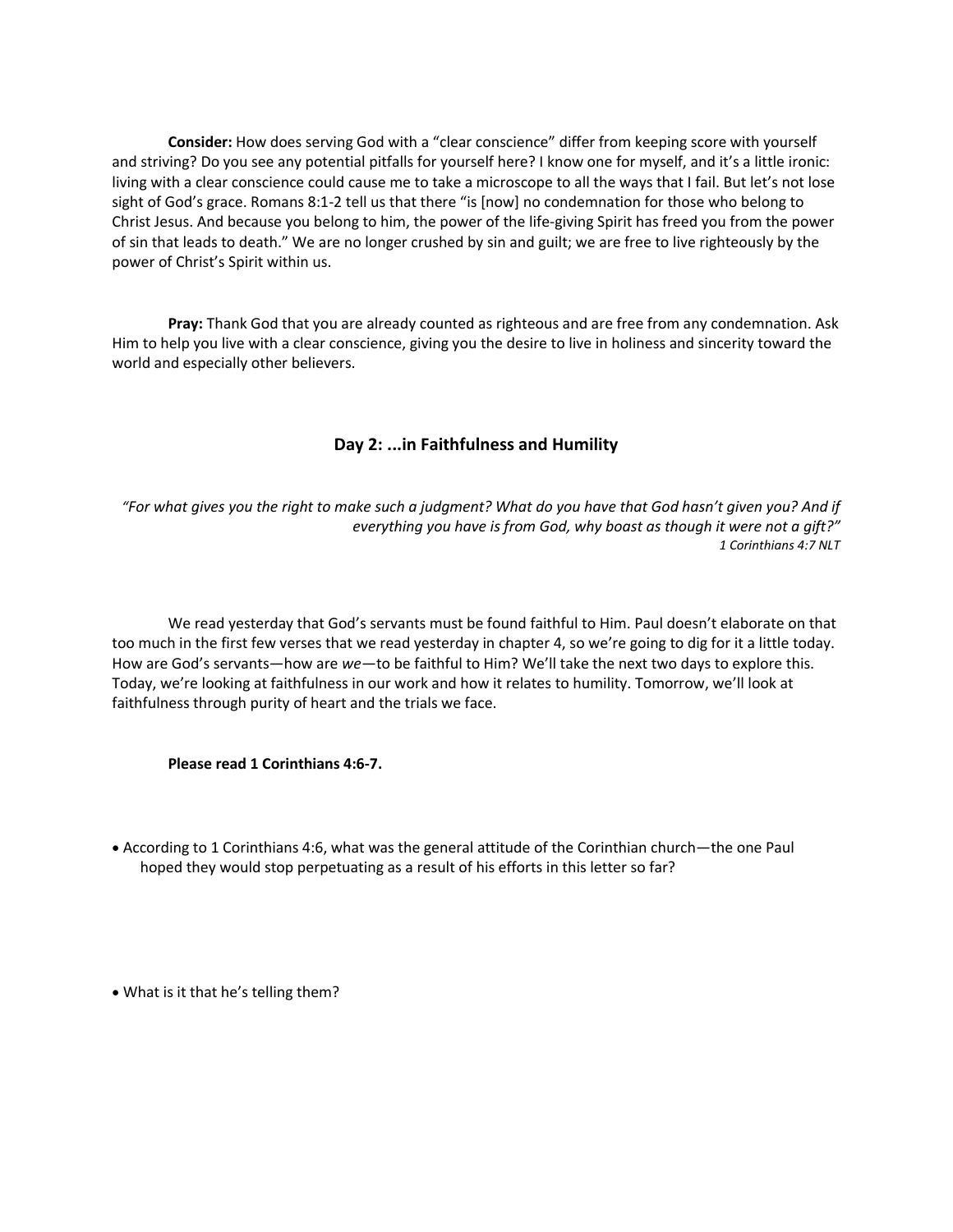**Consider:** How does serving God with a "clear conscience" differ from keeping score with yourself and striving? Do you see any potential pitfalls for yourself here? I know one for myself, and it's a little ironic: living with a clear conscience could cause me to take a microscope to all the ways that I fail. But let's not lose sight of God's grace. Romans 8:1-2 tell us that there "is [now] no condemnation for those who belong to Christ Jesus. And because you belong to him, the power of the life-giving Spirit has freed you from the power of sin that leads to death." We are no longer crushed by sin and guilt; we are free to live righteously by the power of Christ's Spirit within us.

**Pray:** Thank God that you are already counted as righteous and are free from any condemnation. Ask Him to help you live with a clear conscience, giving you the desire to live in holiness and sincerity toward the world and especially other believers.

## Day 2: ...in Faithfulness and Humility

*"For what gives you the right to make such a judgment? What do you have that God hasn't given you? And if everything you have is from God, why boast as though it were not a gift?"*
*1 Corinthians 4:7 NLT*

We read yesterday that God's servants must be found faithful to Him. Paul doesn't elaborate on that too much in the first few verses that we read yesterday in chapter 4, so we're going to dig for it a little today. How are God's servants—how are *we*—to be faithful to Him? We'll take the next two days to explore this. Today, we're looking at faithfulness in our work and how it relates to humility. Tomorrow, we'll look at faithfulness through purity of heart and the trials we face.

**Please read 1 Corinthians 4:6-7.**

- According to 1 Corinthians 4:6, what was the general attitude of the Corinthian church—the one Paul hoped they would stop perpetuating as a result of his efforts in this letter so far?

- What is it that he's telling them?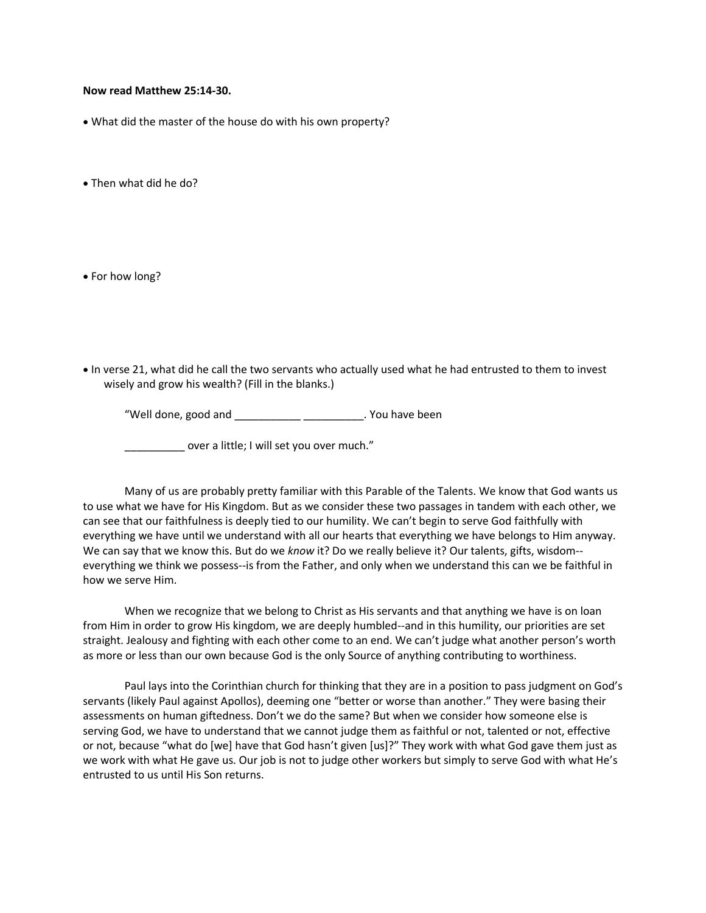**Now read Matthew 25:14-30.**

- What did the master of the house do with his own property?

- Then what did he do?

- For how long?

- In verse 21, what did he call the two servants who actually used what he had entrusted to them to invest wisely and grow his wealth? (Fill in the blanks.)

  "Well done, good and ___________ __________. You have been

  __________ over a little; I will set you over much."

Many of us are probably pretty familiar with this Parable of the Talents. We know that God wants us to use what we have for His Kingdom. But as we consider these two passages in tandem with each other, we can see that our faithfulness is deeply tied to our humility. We can't begin to serve God faithfully with everything we have until we understand with all our hearts that everything we have belongs to Him anyway. We can say that we know this. But do we *know* it? Do we really believe it? Our talents, gifts, wisdom--everything we think we possess--is from the Father, and only when we understand this can we be faithful in how we serve Him.

When we recognize that we belong to Christ as His servants and that anything we have is on loan from Him in order to grow His kingdom, we are deeply humbled--and in this humility, our priorities are set straight. Jealousy and fighting with each other come to an end. We can't judge what another person's worth as more or less than our own because God is the only Source of anything contributing to worthiness.

Paul lays into the Corinthian church for thinking that they are in a position to pass judgment on God's servants (likely Paul against Apollos), deeming one "better or worse than another." They were basing their assessments on human giftedness. Don't we do the same? But when we consider how someone else is serving God, we have to understand that we cannot judge them as faithful or not, talented or not, effective or not, because "what do [we] have that God hasn't given [us]?" They work with what God gave them just as we work with what He gave us. Our job is not to judge other workers but simply to serve God with what He's entrusted to us until His Son returns.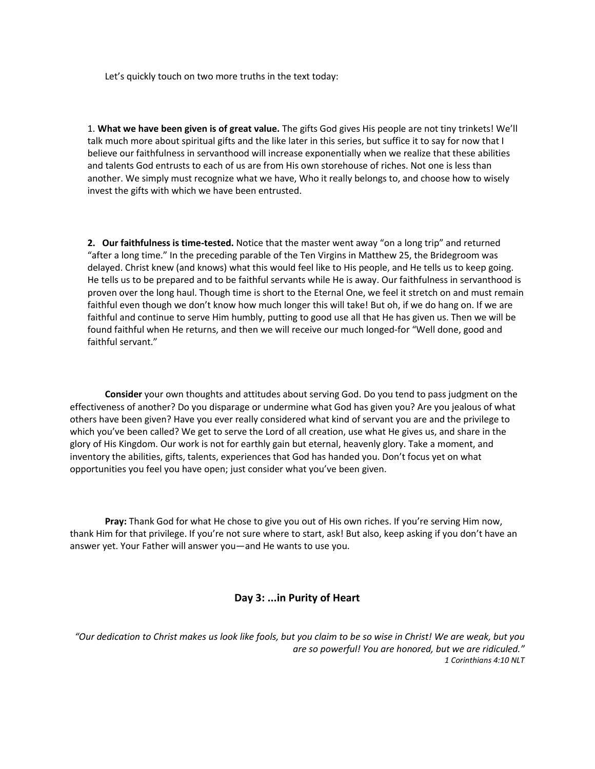Let's quickly touch on two more truths in the text today:

1. **What we have been given is of great value.** The gifts God gives His people are not tiny trinkets! We'll talk much more about spiritual gifts and the like later in this series, but suffice it to say for now that I believe our faithfulness in servanthood will increase exponentially when we realize that these abilities and talents God entrusts to each of us are from His own storehouse of riches. Not one is less than another. We simply must recognize what we have, Who it really belongs to, and choose how to wisely invest the gifts with which we have been entrusted.

2. **Our faithfulness is time-tested.** Notice that the master went away "on a long trip" and returned "after a long time." In the preceding parable of the Ten Virgins in Matthew 25, the Bridegroom was delayed. Christ knew (and knows) what this would feel like to His people, and He tells us to keep going. He tells us to be prepared and to be faithful servants while He is away. Our faithfulness in servanthood is proven over the long haul. Though time is short to the Eternal One, we feel it stretch on and must remain faithful even though we don't know how much longer this will take! But oh, if we do hang on. If we are faithful and continue to serve Him humbly, putting to good use all that He has given us. Then we will be found faithful when He returns, and then we will receive our much longed-for "Well done, good and faithful servant."

**Consider** your own thoughts and attitudes about serving God. Do you tend to pass judgment on the effectiveness of another? Do you disparage or undermine what God has given you? Are you jealous of what others have been given? Have you ever really considered what kind of servant you are and the privilege to which you've been called? We get to serve the Lord of all creation, use what He gives us, and share in the glory of His Kingdom. Our work is not for earthly gain but eternal, heavenly glory. Take a moment, and inventory the abilities, gifts, talents, experiences that God has handed you. Don't focus yet on what opportunities you feel you have open; just consider what you've been given.

**Pray:** Thank God for what He chose to give you out of His own riches. If you're serving Him now, thank Him for that privilege. If you're not sure where to start, ask! But also, keep asking if you don't have an answer yet. Your Father will answer you—and He wants to use you.

## Day 3: ...in Purity of Heart

*"Our dedication to Christ makes us look like fools, but you claim to be so wise in Christ! We are weak, but you are so powerful! You are honored, but we are ridiculed."*
*1 Corinthians 4:10 NLT*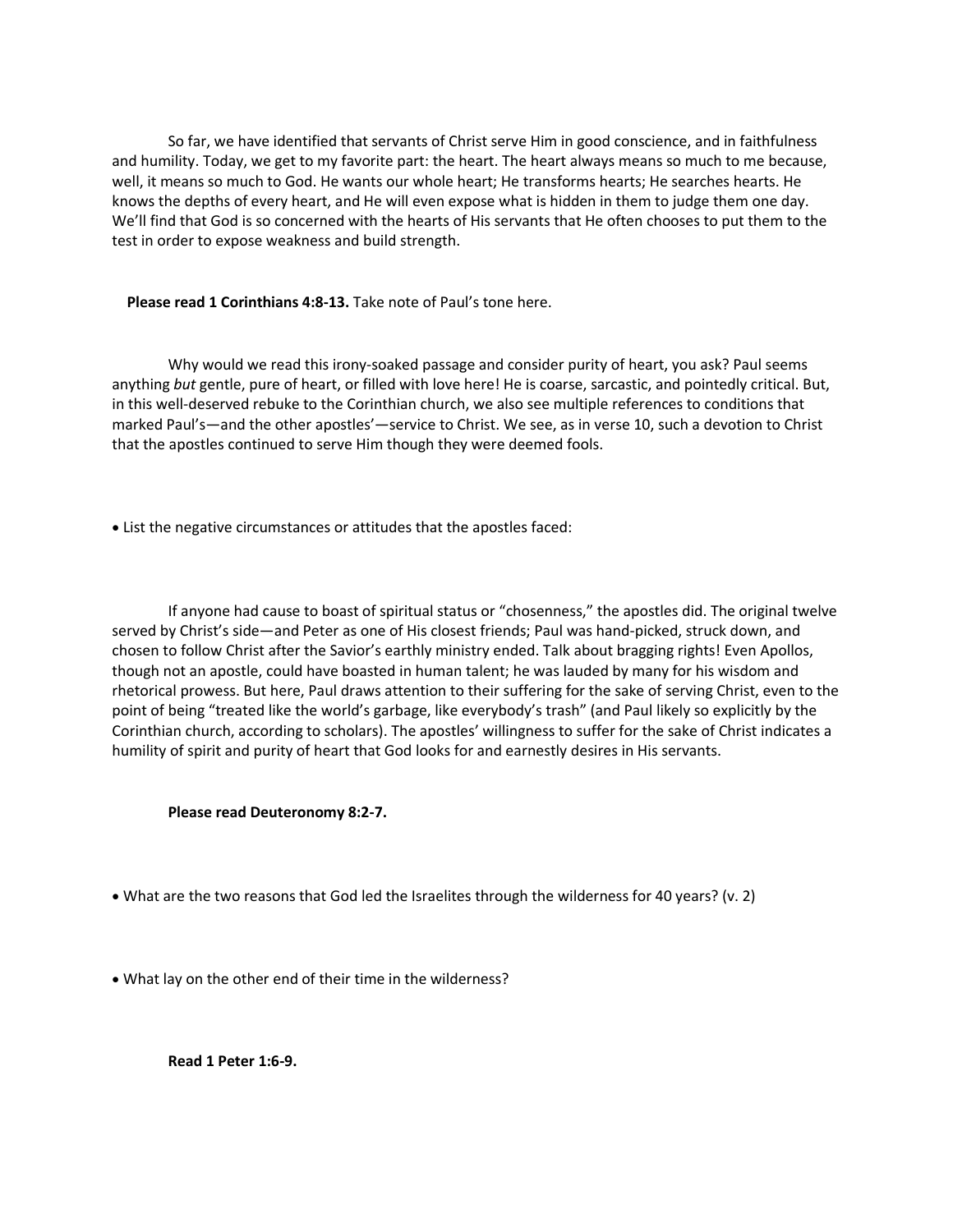So far, we have identified that servants of Christ serve Him in good conscience, and in faithfulness and humility. Today, we get to my favorite part: the heart. The heart always means so much to me because, well, it means so much to God. He wants our whole heart; He transforms hearts; He searches hearts. He knows the depths of every heart, and He will even expose what is hidden in them to judge them one day. We'll find that God is so concerned with the hearts of His servants that He often chooses to put them to the test in order to expose weakness and build strength.

**Please read 1 Corinthians 4:8-13.** Take note of Paul's tone here.

Why would we read this irony-soaked passage and consider purity of heart, you ask? Paul seems anything *but* gentle, pure of heart, or filled with love here! He is coarse, sarcastic, and pointedly critical. But, in this well-deserved rebuke to the Corinthian church, we also see multiple references to conditions that marked Paul's—and the other apostles'—service to Christ. We see, as in verse 10, such a devotion to Christ that the apostles continued to serve Him though they were deemed fools.

- List the negative circumstances or attitudes that the apostles faced:

If anyone had cause to boast of spiritual status or "chosenness," the apostles did. The original twelve served by Christ's side—and Peter as one of His closest friends; Paul was hand-picked, struck down, and chosen to follow Christ after the Savior's earthly ministry ended. Talk about bragging rights! Even Apollos, though not an apostle, could have boasted in human talent; he was lauded by many for his wisdom and rhetorical prowess. But here, Paul draws attention to their suffering for the sake of serving Christ, even to the point of being "treated like the world's garbage, like everybody's trash" (and Paul likely so explicitly by the Corinthian church, according to scholars). The apostles' willingness to suffer for the sake of Christ indicates a humility of spirit and purity of heart that God looks for and earnestly desires in His servants.

**Please read Deuteronomy 8:2-7.**

- What are the two reasons that God led the Israelites through the wilderness for 40 years? (v. 2)

- What lay on the other end of their time in the wilderness?

**Read 1 Peter 1:6-9.**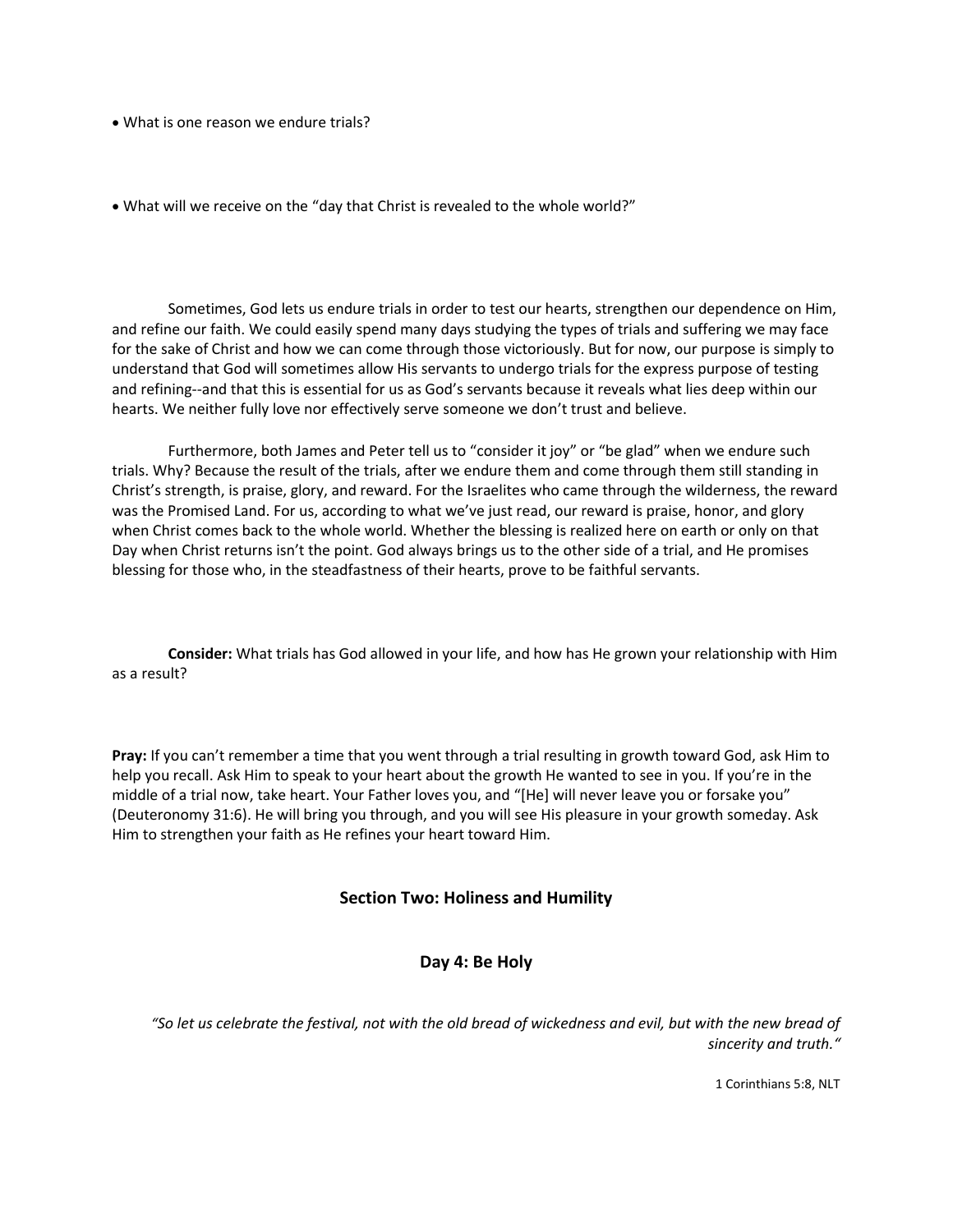- What is one reason we endure trials?

- What will we receive on the "day that Christ is revealed to the whole world?"

Sometimes, God lets us endure trials in order to test our hearts, strengthen our dependence on Him, and refine our faith. We could easily spend many days studying the types of trials and suffering we may face for the sake of Christ and how we can come through those victoriously. But for now, our purpose is simply to understand that God will sometimes allow His servants to undergo trials for the express purpose of testing and refining--and that this is essential for us as God's servants because it reveals what lies deep within our hearts. We neither fully love nor effectively serve someone we don't trust and believe.

Furthermore, both James and Peter tell us to "consider it joy" or "be glad" when we endure such trials. Why? Because the result of the trials, after we endure them and come through them still standing in Christ's strength, is praise, glory, and reward. For the Israelites who came through the wilderness, the reward was the Promised Land. For us, according to what we've just read, our reward is praise, honor, and glory when Christ comes back to the whole world. Whether the blessing is realized here on earth or only on that Day when Christ returns isn't the point. God always brings us to the other side of a trial, and He promises blessing for those who, in the steadfastness of their hearts, prove to be faithful servants.

**Consider:** What trials has God allowed in your life, and how has He grown your relationship with Him as a result?

**Pray:** If you can't remember a time that you went through a trial resulting in growth toward God, ask Him to help you recall. Ask Him to speak to your heart about the growth He wanted to see in you. If you're in the middle of a trial now, take heart. Your Father loves you, and "[He] will never leave you or forsake you" (Deuteronomy 31:6). He will bring you through, and you will see His pleasure in your growth someday. Ask Him to strengthen your faith as He refines your heart toward Him.

## Section Two: Holiness and Humility

### Day 4: Be Holy

*"So let us celebrate the festival, not with the old bread of wickedness and evil, but with the new bread of sincerity and truth."*

1 Corinthians 5:8, NLT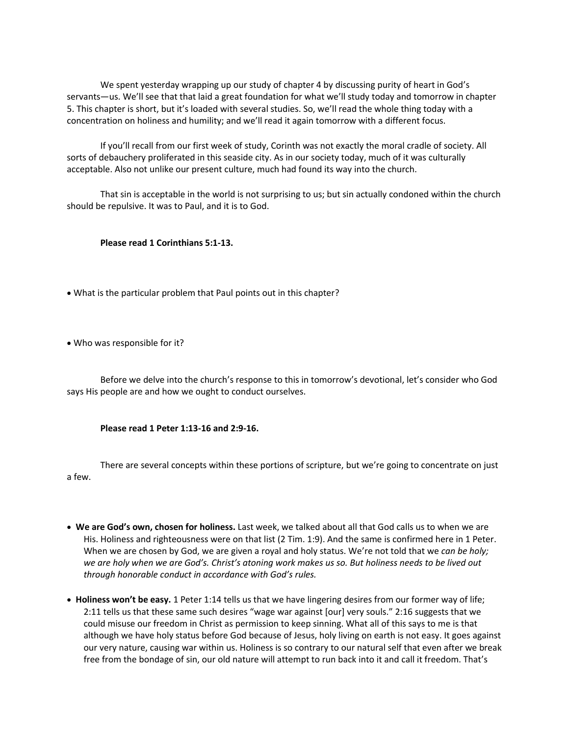We spent yesterday wrapping up our study of chapter 4 by discussing purity of heart in God's servants—us. We'll see that that laid a great foundation for what we'll study today and tomorrow in chapter 5. This chapter is short, but it's loaded with several studies. So, we'll read the whole thing today with a concentration on holiness and humility; and we'll read it again tomorrow with a different focus.

If you'll recall from our first week of study, Corinth was not exactly the moral cradle of society. All sorts of debauchery proliferated in this seaside city. As in our society today, much of it was culturally acceptable. Also not unlike our present culture, much had found its way into the church.

That sin is acceptable in the world is not surprising to us; but sin actually condoned within the church should be repulsive. It was to Paul, and it is to God.

**Please read 1 Corinthians 5:1-13.**

- What is the particular problem that Paul points out in this chapter?

- Who was responsible for it?

Before we delve into the church's response to this in tomorrow's devotional, let's consider who God says His people are and how we ought to conduct ourselves.

**Please read 1 Peter 1:13-16 and 2:9-16.**

There are several concepts within these portions of scripture, but we're going to concentrate on just a few.

- **We are God's own, chosen for holiness.** Last week, we talked about all that God calls us to when we are His. Holiness and righteousness were on that list (2 Tim. 1:9). And the same is confirmed here in 1 Peter. When we are chosen by God, we are given a royal and holy status. We're not told that we *can be holy; we are holy when we are God's. Christ's atoning work makes us so. But holiness needs to be lived out through honorable conduct in accordance with God's rules.*

- **Holiness won't be easy.** 1 Peter 1:14 tells us that we have lingering desires from our former way of life; 2:11 tells us that these same such desires "wage war against [our] very souls." 2:16 suggests that we could misuse our freedom in Christ as permission to keep sinning. What all of this says to me is that although we have holy status before God because of Jesus, holy living on earth is not easy. It goes against our very nature, causing war within us. Holiness is so contrary to our natural self that even after we break free from the bondage of sin, our old nature will attempt to run back into it and call it freedom. That's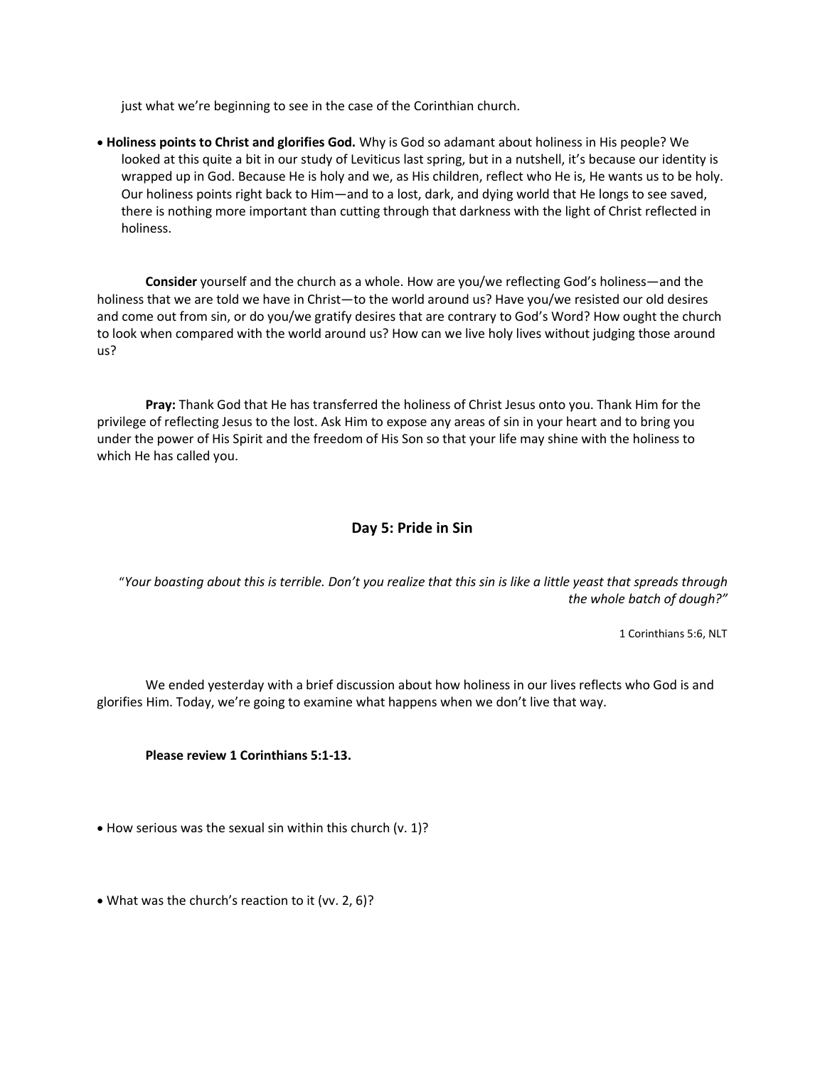just what we're beginning to see in the case of the Corinthian church.

- **Holiness points to Christ and glorifies God.** Why is God so adamant about holiness in His people? We looked at this quite a bit in our study of Leviticus last spring, but in a nutshell, it's because our identity is wrapped up in God. Because He is holy and we, as His children, reflect who He is, He wants us to be holy. Our holiness points right back to Him—and to a lost, dark, and dying world that He longs to see saved, there is nothing more important than cutting through that darkness with the light of Christ reflected in holiness.

**Consider** yourself and the church as a whole. How are you/we reflecting God's holiness—and the holiness that we are told we have in Christ—to the world around us? Have you/we resisted our old desires and come out from sin, or do you/we gratify desires that are contrary to God's Word? How ought the church to look when compared with the world around us? How can we live holy lives without judging those around us?

**Pray:** Thank God that He has transferred the holiness of Christ Jesus onto you. Thank Him for the privilege of reflecting Jesus to the lost. Ask Him to expose any areas of sin in your heart and to bring you under the power of His Spirit and the freedom of His Son so that your life may shine with the holiness to which He has called you.

## Day 5: Pride in Sin

"*Your boasting about this is terrible. Don't you realize that this sin is like a little yeast that spreads through the whole batch of dough?"*

1 Corinthians 5:6, NLT

We ended yesterday with a brief discussion about how holiness in our lives reflects who God is and glorifies Him. Today, we're going to examine what happens when we don't live that way.

**Please review 1 Corinthians 5:1-13.**

- How serious was the sexual sin within this church (v. 1)?

- What was the church's reaction to it (vv. 2, 6)?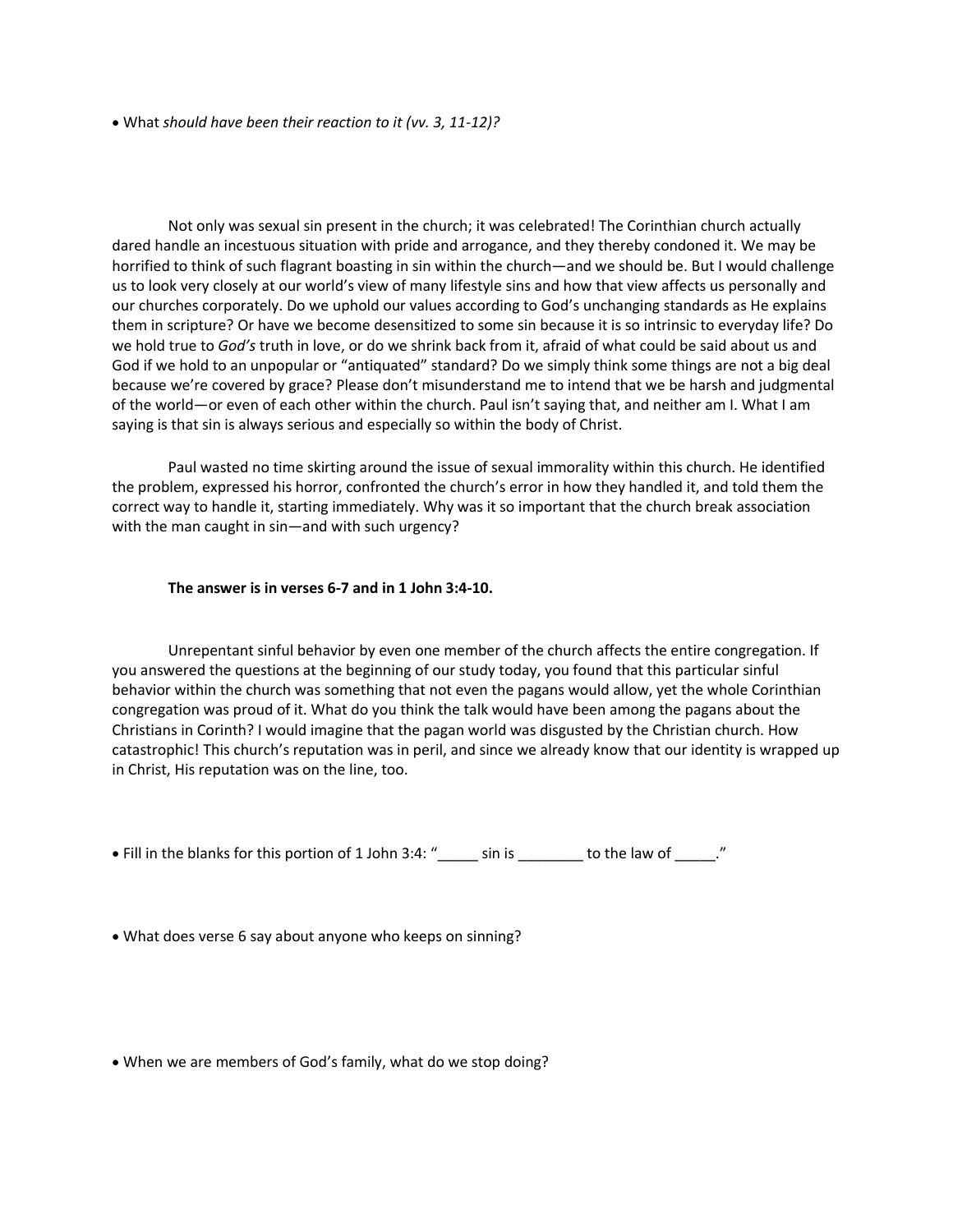- What *should have been their reaction to it (vv. 3, 11-12)?*

Not only was sexual sin present in the church; it was celebrated! The Corinthian church actually dared handle an incestuous situation with pride and arrogance, and they thereby condoned it. We may be horrified to think of such flagrant boasting in sin within the church—and we should be. But I would challenge us to look very closely at our world's view of many lifestyle sins and how that view affects us personally and our churches corporately. Do we uphold our values according to God's unchanging standards as He explains them in scripture? Or have we become desensitized to some sin because it is so intrinsic to everyday life? Do we hold true to *God's* truth in love, or do we shrink back from it, afraid of what could be said about us and God if we hold to an unpopular or "antiquated" standard? Do we simply think some things are not a big deal because we're covered by grace? Please don't misunderstand me to intend that we be harsh and judgmental of the world—or even of each other within the church. Paul isn't saying that, and neither am I. What I am saying is that sin is always serious and especially so within the body of Christ.

Paul wasted no time skirting around the issue of sexual immorality within this church. He identified the problem, expressed his horror, confronted the church's error in how they handled it, and told them the correct way to handle it, starting immediately. Why was it so important that the church break association with the man caught in sin—and with such urgency?

**The answer is in verses 6-7 and in 1 John 3:4-10.**

Unrepentant sinful behavior by even one member of the church affects the entire congregation. If you answered the questions at the beginning of our study today, you found that this particular sinful behavior within the church was something that not even the pagans would allow, yet the whole Corinthian congregation was proud of it. What do you think the talk would have been among the pagans about the Christians in Corinth? I would imagine that the pagan world was disgusted by the Christian church. How catastrophic! This church's reputation was in peril, and since we already know that our identity is wrapped up in Christ, His reputation was on the line, too.

- Fill in the blanks for this portion of 1 John 3:4: "_____ sin is ________ to the law of _____."

- What does verse 6 say about anyone who keeps on sinning?

- When we are members of God's family, what do we stop doing?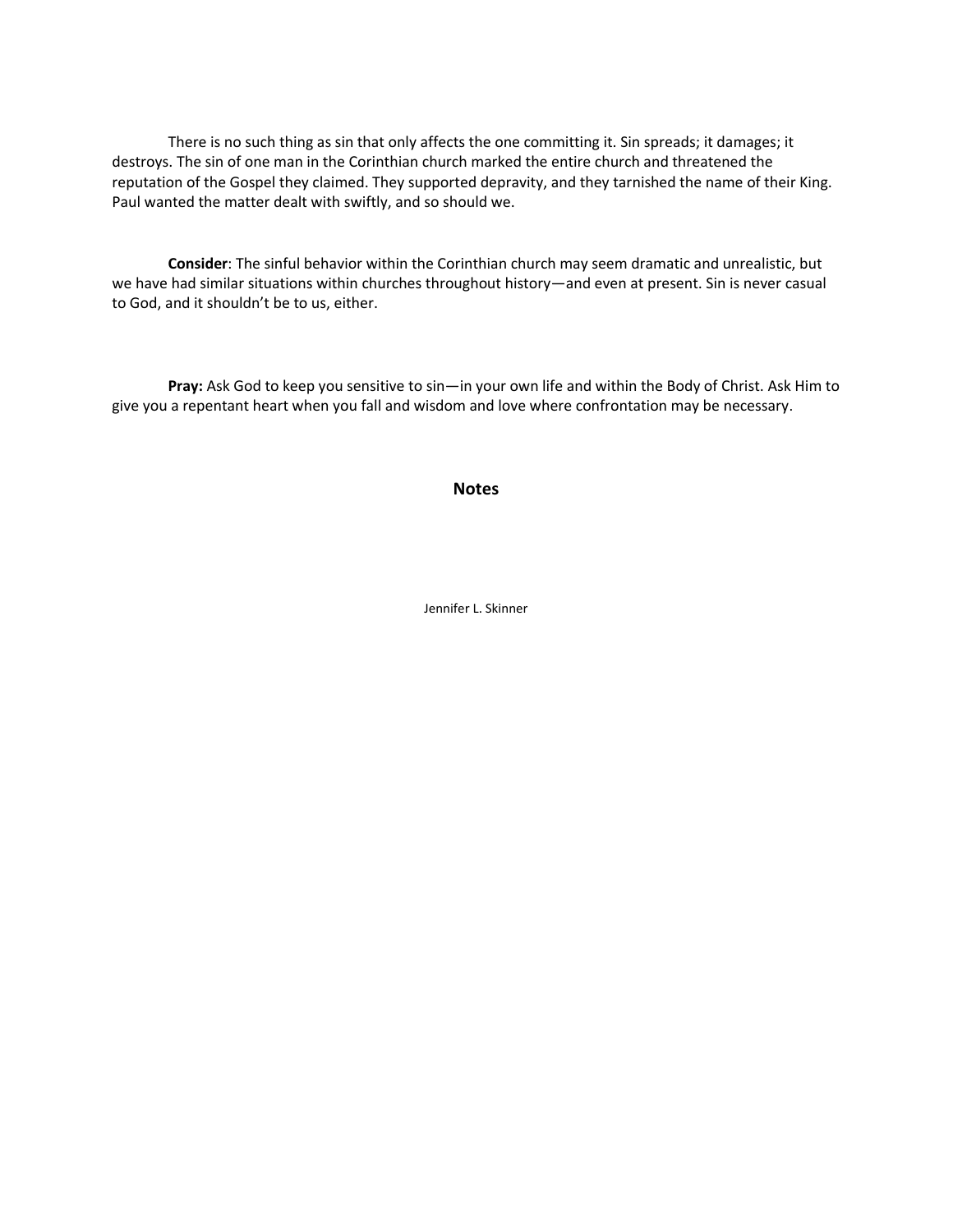There is no such thing as sin that only affects the one committing it. Sin spreads; it damages; it destroys. The sin of one man in the Corinthian church marked the entire church and threatened the reputation of the Gospel they claimed. They supported depravity, and they tarnished the name of their King. Paul wanted the matter dealt with swiftly, and so should we.

**Consider**: The sinful behavior within the Corinthian church may seem dramatic and unrealistic, but we have had similar situations within churches throughout history—and even at present. Sin is never casual to God, and it shouldn't be to us, either.

**Pray:** Ask God to keep you sensitive to sin—in your own life and within the Body of Christ. Ask Him to give you a repentant heart when you fall and wisdom and love where confrontation may be necessary.

**Notes**